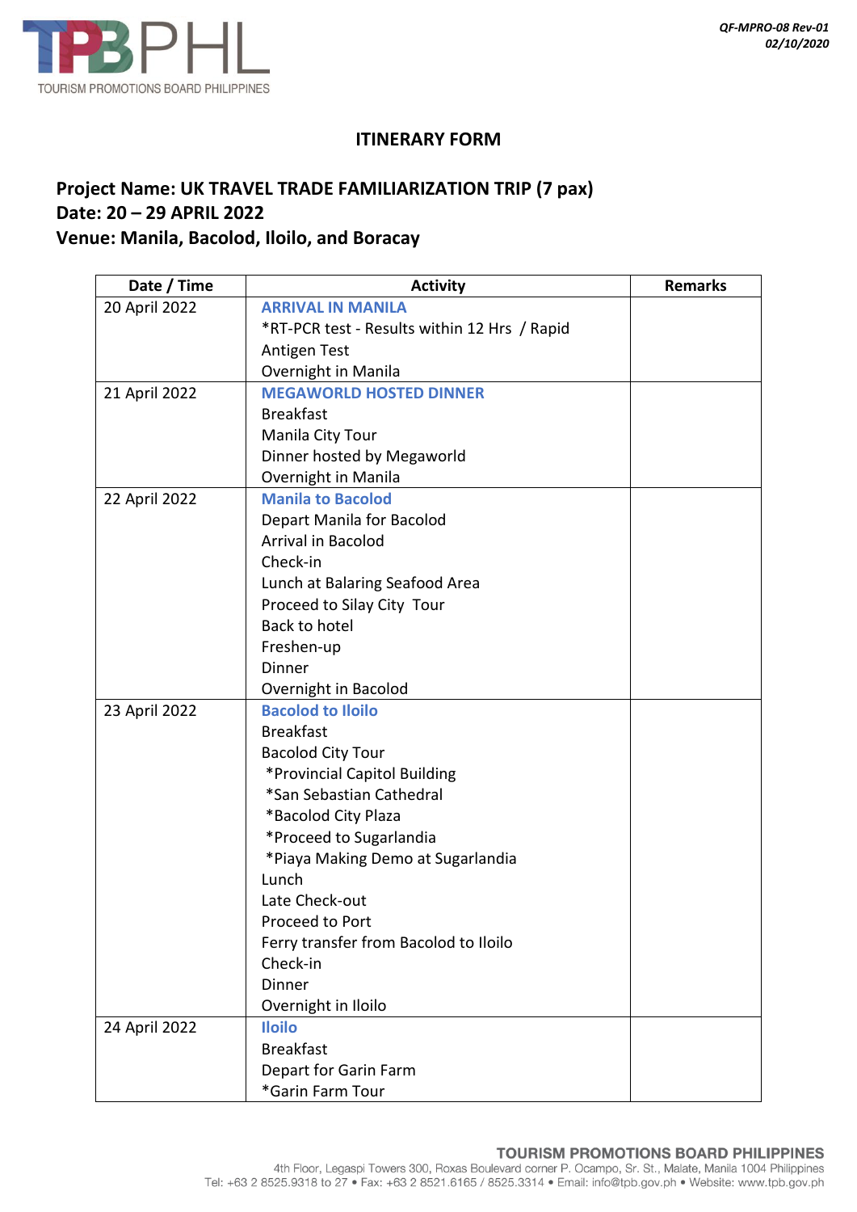QF-MPRO-08 Rev-01
02/10/2020

## ITINERARY FORM

### Project Name: UK TRAVEL TRADE FAMILIARIZATION TRIP (7 pax)
### Date: 20 – 29 APRIL 2022
### Venue: Manila, Bacolod, Iloilo, and Boracay

| Date / Time | Activity | Remarks |
|---|---|---|
| 20 April 2022 | **ARRIVAL IN MANILA**<br>*RT-PCR test - Results within 12 Hrs / Rapid Antigen Test<br>Overnight in Manila | |
| 21 April 2022 | **MEGAWORLD HOSTED DINNER**<br>Breakfast<br>Manila City Tour<br>Dinner hosted by Megaworld<br>Overnight in Manila | |
| 22 April 2022 | **Manila to Bacolod**<br>Depart Manila for Bacolod<br>Arrival in Bacolod<br>Check-in<br>Lunch at Balaring Seafood Area<br>Proceed to Silay City Tour<br>Back to hotel<br>Freshen-up<br>Dinner<br>Overnight in Bacolod | |
| 23 April 2022 | **Bacolod to Iloilo**<br>Breakfast<br>Bacolod City Tour<br>*Provincial Capitol Building<br>*San Sebastian Cathedral<br>*Bacolod City Plaza<br>*Proceed to Sugarlandia<br>*Piaya Making Demo at Sugarlandia<br>Lunch<br>Late Check-out<br>Proceed to Port<br>Ferry transfer from Bacolod to Iloilo<br>Check-in<br>Dinner<br>Overnight in Iloilo | |
| 24 April 2022 | **Iloilo**<br>Breakfast<br>Depart for Garin Farm<br>*Garin Farm Tour | |

**TOURISM PROMOTIONS BOARD PHILIPPINES**
4th Floor, Legaspi Towers 300, Roxas Boulevard corner P. Ocampo, Sr. St., Malate, Manila 1004 Philippines
Tel: +63 2 8525.9318 to 27 • Fax: +63 2 8521.6165 / 8525.3314 • Email: info@tpb.gov.ph • Website: www.tpb.gov.ph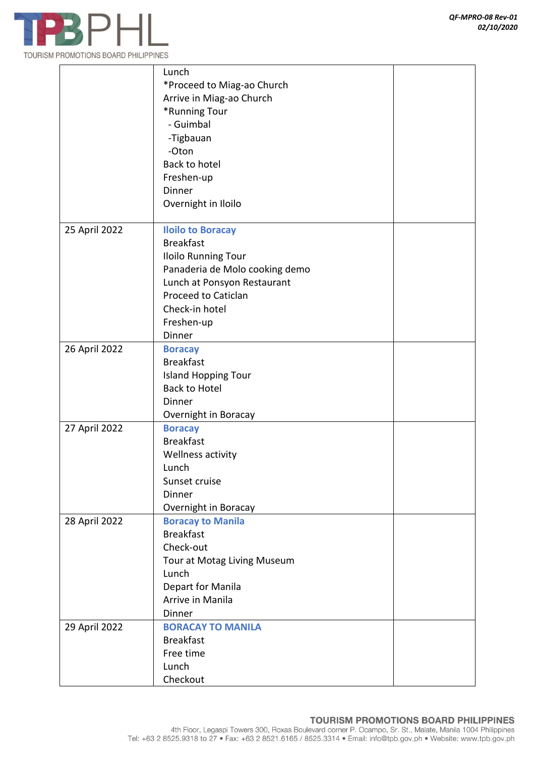| | | |
|---|---|---|
| | Lunch<br>*Proceed to Miag-ao Church<br>Arrive in Miag-ao Church<br>*Running Tour<br>- Guimbal<br>-Tigbauan<br>-Oton<br>Back to hotel<br>Freshen-up<br>Dinner<br>Overnight in Iloilo | |
| 25 April 2022 | **Iloilo to Boracay**<br>Breakfast<br>Iloilo Running Tour<br>Panaderia de Molo cooking demo<br>Lunch at Ponsyon Restaurant<br>Proceed to Caticlan<br>Check-in hotel<br>Freshen-up<br>Dinner | |
| 26 April 2022 | **Boracay**<br>Breakfast<br>Island Hopping Tour<br>Back to Hotel<br>Dinner<br>Overnight in Boracay | |
| 27 April 2022 | **Boracay**<br>Breakfast<br>Wellness activity<br>Lunch<br>Sunset cruise<br>Dinner<br>Overnight in Boracay | |
| 28 April 2022 | **Boracay to Manila**<br>Breakfast<br>Check-out<br>Tour at Motag Living Museum<br>Lunch<br>Depart for Manila<br>Arrive in Manila<br>Dinner | |
| 29 April 2022 | **BORACAY TO MANILA**<br>Breakfast<br>Free time<br>Lunch<br>Checkout | |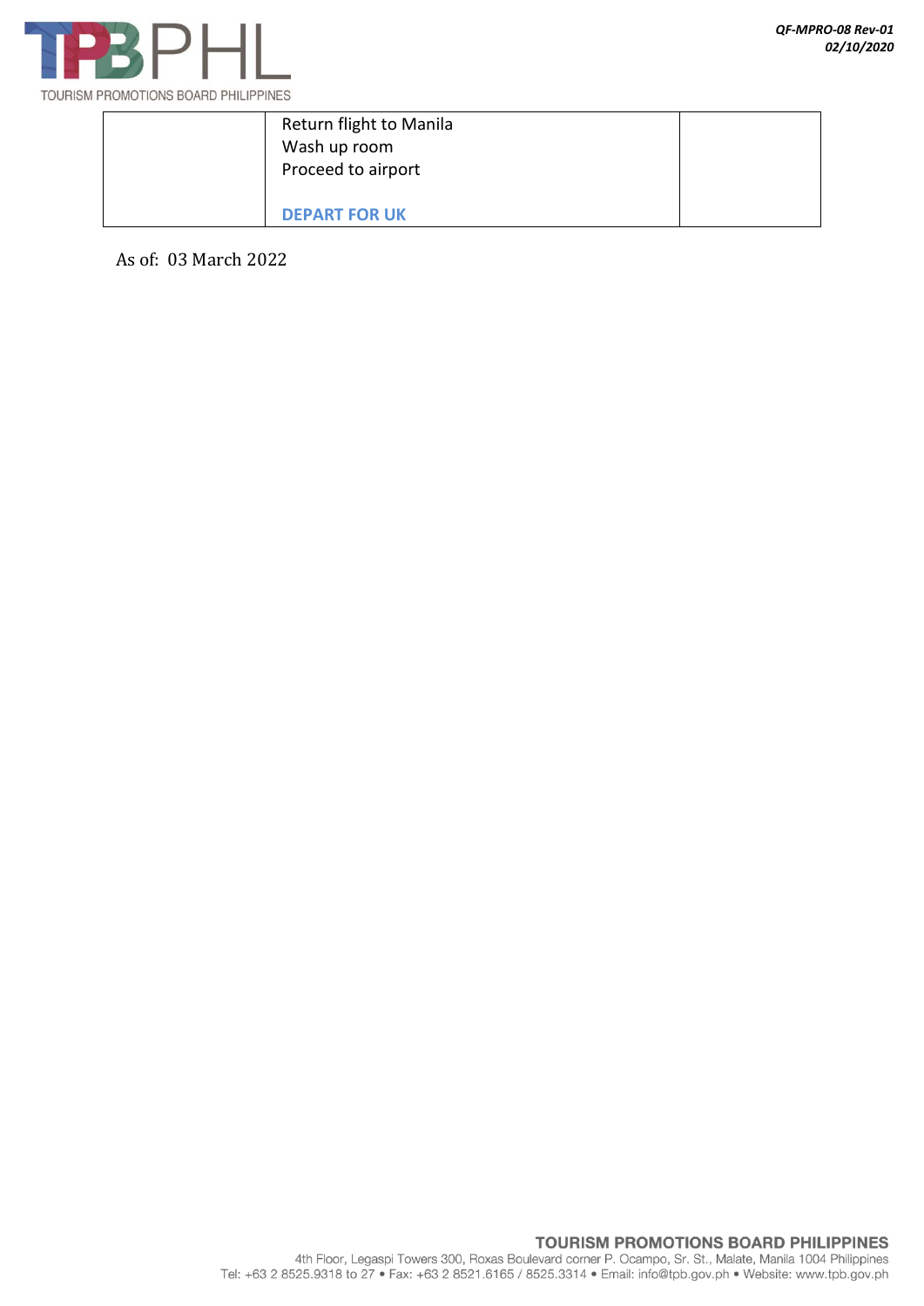| | | |
|---|---|---|
| | Return flight to Manila<br>Wash up room<br>Proceed to airport<br><br>**DEPART FOR UK** | |

As of: 03 March 2022